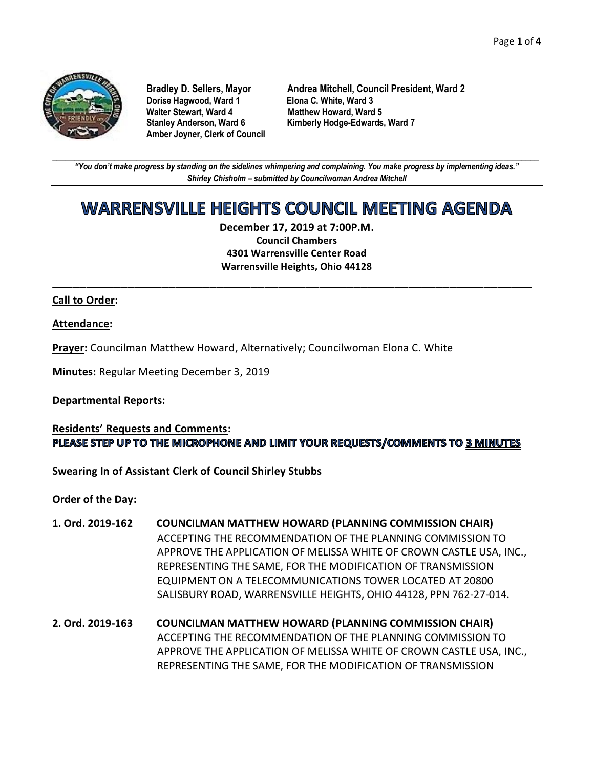**Bradley D. Sellers, Mayor**
**Dorise Hagwood, Ward 1**
**Walter Stewart, Ward 4**
**Stanley Anderson, Ward 6**
**Amber Joyner, Clerk of Council**

**Andrea Mitchell, Council President, Ward 2**
**Elona C. White, Ward 3**
**Matthew Howard, Ward 5**
**Kimberly Hodge-Edwards, Ward 7**

***"You don't make progress by standing on the sidelines whimpering and complaining. You make progress by implementing ideas."***
***Shirley Chisholm – submitted by Councilwoman Andrea Mitchell***

# WARRENSVILLE HEIGHTS COUNCIL MEETING AGENDA

**December 17, 2019 at 7:00P.M.**
**Council Chambers**
**4301 Warrensville Center Road**
**Warrensville Heights, Ohio 44128**

**Call to Order:**

**Attendance:**

**Prayer:** Councilman Matthew Howard, Alternatively; Councilwoman Elona C. White

**Minutes:** Regular Meeting December 3, 2019

**Departmental Reports:**

**Residents' Requests and Comments:**
**PLEASE STEP UP TO THE MICROPHONE AND LIMIT YOUR REQUESTS/COMMENTS TO 3 MINUTES**

**Swearing In of Assistant Clerk of Council Shirley Stubbs**

**Order of the Day:**

**1. Ord. 2019-162** **COUNCILMAN MATTHEW HOWARD (PLANNING COMMISSION CHAIR)**
ACCEPTING THE RECOMMENDATION OF THE PLANNING COMMISSION TO APPROVE THE APPLICATION OF MELISSA WHITE OF CROWN CASTLE USA, INC., REPRESENTING THE SAME, FOR THE MODIFICATION OF TRANSMISSION EQUIPMENT ON A TELECOMMUNICATIONS TOWER LOCATED AT 20800 SALISBURY ROAD, WARRENSVILLE HEIGHTS, OHIO 44128, PPN 762-27-014.

**2. Ord. 2019-163** **COUNCILMAN MATTHEW HOWARD (PLANNING COMMISSION CHAIR)**
ACCEPTING THE RECOMMENDATION OF THE PLANNING COMMISSION TO APPROVE THE APPLICATION OF MELISSA WHITE OF CROWN CASTLE USA, INC., REPRESENTING THE SAME, FOR THE MODIFICATION OF TRANSMISSION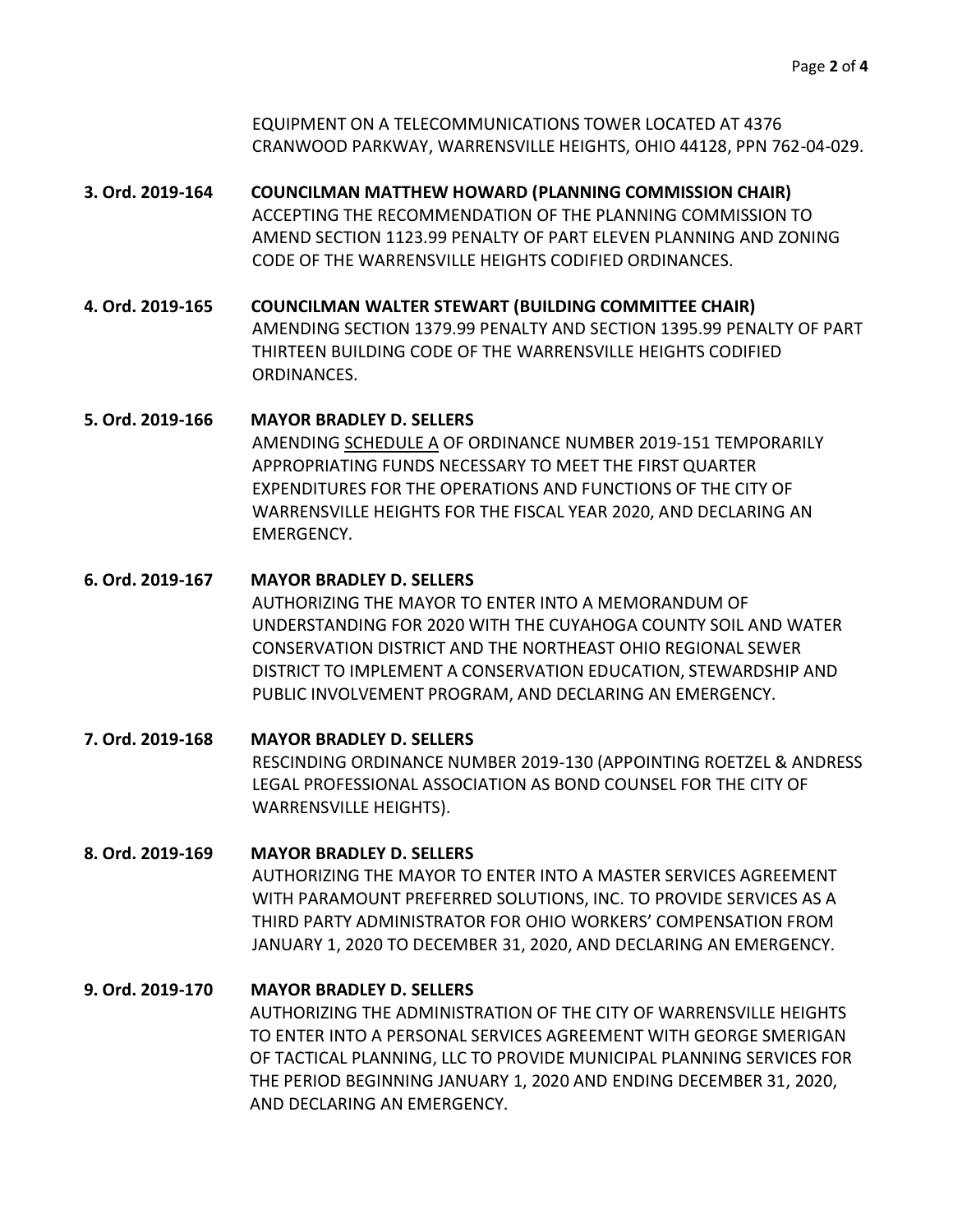EQUIPMENT ON A TELECOMMUNICATIONS TOWER LOCATED AT 4376 CRANWOOD PARKWAY, WARRENSVILLE HEIGHTS, OHIO 44128, PPN 762-04-029.

**3. Ord. 2019-164** **COUNCILMAN MATTHEW HOWARD (PLANNING COMMISSION CHAIR)**
ACCEPTING THE RECOMMENDATION OF THE PLANNING COMMISSION TO AMEND SECTION 1123.99 PENALTY OF PART ELEVEN PLANNING AND ZONING CODE OF THE WARRENSVILLE HEIGHTS CODIFIED ORDINANCES.

**4. Ord. 2019-165** **COUNCILMAN WALTER STEWART (BUILDING COMMITTEE CHAIR)**
AMENDING SECTION 1379.99 PENALTY AND SECTION 1395.99 PENALTY OF PART THIRTEEN BUILDING CODE OF THE WARRENSVILLE HEIGHTS CODIFIED ORDINANCES.

**5. Ord. 2019-166** **MAYOR BRADLEY D. SELLERS**
AMENDING <u>SCHEDULE A</u> OF ORDINANCE NUMBER 2019-151 TEMPORARILY APPROPRIATING FUNDS NECESSARY TO MEET THE FIRST QUARTER EXPENDITURES FOR THE OPERATIONS AND FUNCTIONS OF THE CITY OF WARRENSVILLE HEIGHTS FOR THE FISCAL YEAR 2020, AND DECLARING AN EMERGENCY.

**6. Ord. 2019-167** **MAYOR BRADLEY D. SELLERS**
AUTHORIZING THE MAYOR TO ENTER INTO A MEMORANDUM OF UNDERSTANDING FOR 2020 WITH THE CUYAHOGA COUNTY SOIL AND WATER CONSERVATION DISTRICT AND THE NORTHEAST OHIO REGIONAL SEWER DISTRICT TO IMPLEMENT A CONSERVATION EDUCATION, STEWARDSHIP AND PUBLIC INVOLVEMENT PROGRAM, AND DECLARING AN EMERGENCY.

**7. Ord. 2019-168** **MAYOR BRADLEY D. SELLERS**
RESCINDING ORDINANCE NUMBER 2019-130 (APPOINTING ROETZEL & ANDRESS LEGAL PROFESSIONAL ASSOCIATION AS BOND COUNSEL FOR THE CITY OF WARRENSVILLE HEIGHTS).

**8. Ord. 2019-169** **MAYOR BRADLEY D. SELLERS**
AUTHORIZING THE MAYOR TO ENTER INTO A MASTER SERVICES AGREEMENT WITH PARAMOUNT PREFERRED SOLUTIONS, INC. TO PROVIDE SERVICES AS A THIRD PARTY ADMINISTRATOR FOR OHIO WORKERS' COMPENSATION FROM JANUARY 1, 2020 TO DECEMBER 31, 2020, AND DECLARING AN EMERGENCY.

**9. Ord. 2019-170** **MAYOR BRADLEY D. SELLERS**
AUTHORIZING THE ADMINISTRATION OF THE CITY OF WARRENSVILLE HEIGHTS TO ENTER INTO A PERSONAL SERVICES AGREEMENT WITH GEORGE SMERIGAN OF TACTICAL PLANNING, LLC TO PROVIDE MUNICIPAL PLANNING SERVICES FOR THE PERIOD BEGINNING JANUARY 1, 2020 AND ENDING DECEMBER 31, 2020, AND DECLARING AN EMERGENCY.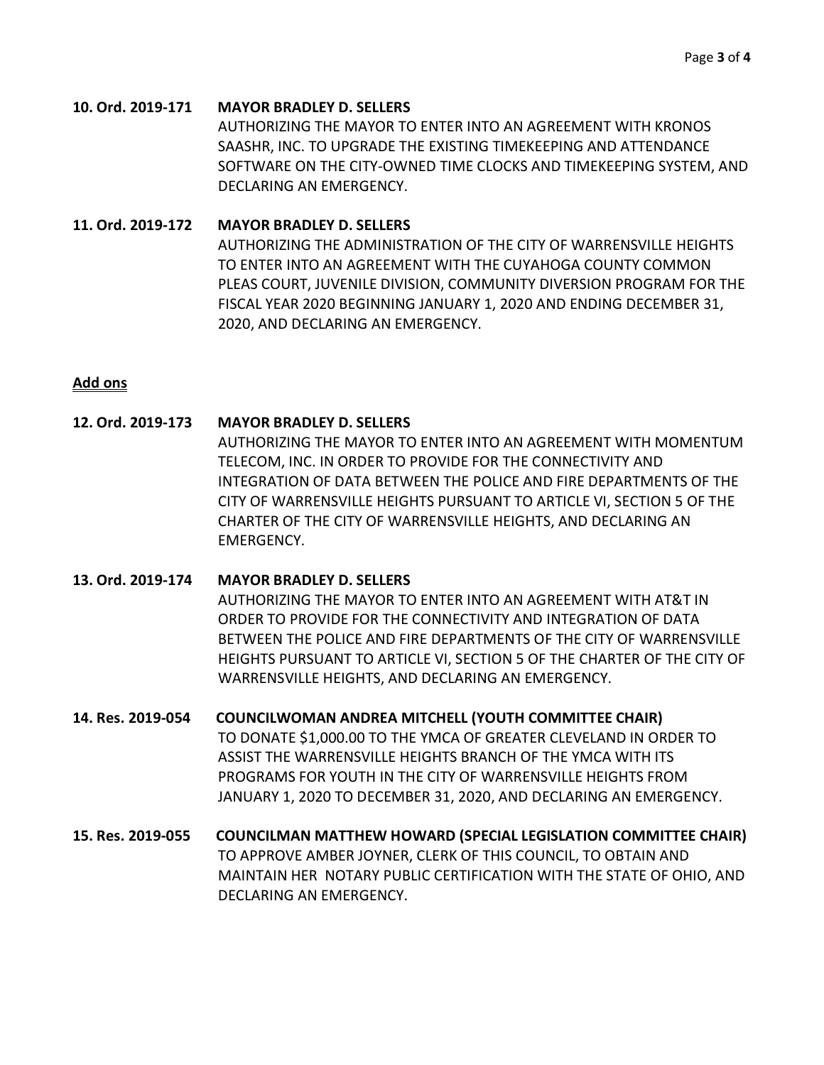**10. Ord. 2019-171 MAYOR BRADLEY D. SELLERS**

AUTHORIZING THE MAYOR TO ENTER INTO AN AGREEMENT WITH KRONOS SAASHR, INC. TO UPGRADE THE EXISTING TIMEKEEPING AND ATTENDANCE SOFTWARE ON THE CITY-OWNED TIME CLOCKS AND TIMEKEEPING SYSTEM, AND DECLARING AN EMERGENCY.

**11. Ord. 2019-172 MAYOR BRADLEY D. SELLERS**

AUTHORIZING THE ADMINISTRATION OF THE CITY OF WARRENSVILLE HEIGHTS TO ENTER INTO AN AGREEMENT WITH THE CUYAHOGA COUNTY COMMON PLEAS COURT, JUVENILE DIVISION, COMMUNITY DIVERSION PROGRAM FOR THE FISCAL YEAR 2020 BEGINNING JANUARY 1, 2020 AND ENDING DECEMBER 31, 2020, AND DECLARING AN EMERGENCY.

**Add ons**

**12. Ord. 2019-173 MAYOR BRADLEY D. SELLERS**

AUTHORIZING THE MAYOR TO ENTER INTO AN AGREEMENT WITH MOMENTUM TELECOM, INC. IN ORDER TO PROVIDE FOR THE CONNECTIVITY AND INTEGRATION OF DATA BETWEEN THE POLICE AND FIRE DEPARTMENTS OF THE CITY OF WARRENSVILLE HEIGHTS PURSUANT TO ARTICLE VI, SECTION 5 OF THE CHARTER OF THE CITY OF WARRENSVILLE HEIGHTS, AND DECLARING AN EMERGENCY.

**13. Ord. 2019-174 MAYOR BRADLEY D. SELLERS**

AUTHORIZING THE MAYOR TO ENTER INTO AN AGREEMENT WITH AT&T IN ORDER TO PROVIDE FOR THE CONNECTIVITY AND INTEGRATION OF DATA BETWEEN THE POLICE AND FIRE DEPARTMENTS OF THE CITY OF WARRENSVILLE HEIGHTS PURSUANT TO ARTICLE VI, SECTION 5 OF THE CHARTER OF THE CITY OF WARRENSVILLE HEIGHTS, AND DECLARING AN EMERGENCY.

**14. Res. 2019-054 COUNCILWOMAN ANDREA MITCHELL (YOUTH COMMITTEE CHAIR)**

TO DONATE $1,000.00 TO THE YMCA OF GREATER CLEVELAND IN ORDER TO ASSIST THE WARRENSVILLE HEIGHTS BRANCH OF THE YMCA WITH ITS PROGRAMS FOR YOUTH IN THE CITY OF WARRENSVILLE HEIGHTS FROM JANUARY 1, 2020 TO DECEMBER 31, 2020, AND DECLARING AN EMERGENCY.

**15. Res. 2019-055 COUNCILMAN MATTHEW HOWARD (SPECIAL LEGISLATION COMMITTEE CHAIR)**

TO APPROVE AMBER JOYNER, CLERK OF THIS COUNCIL, TO OBTAIN AND MAINTAIN HER NOTARY PUBLIC CERTIFICATION WITH THE STATE OF OHIO, AND DECLARING AN EMERGENCY.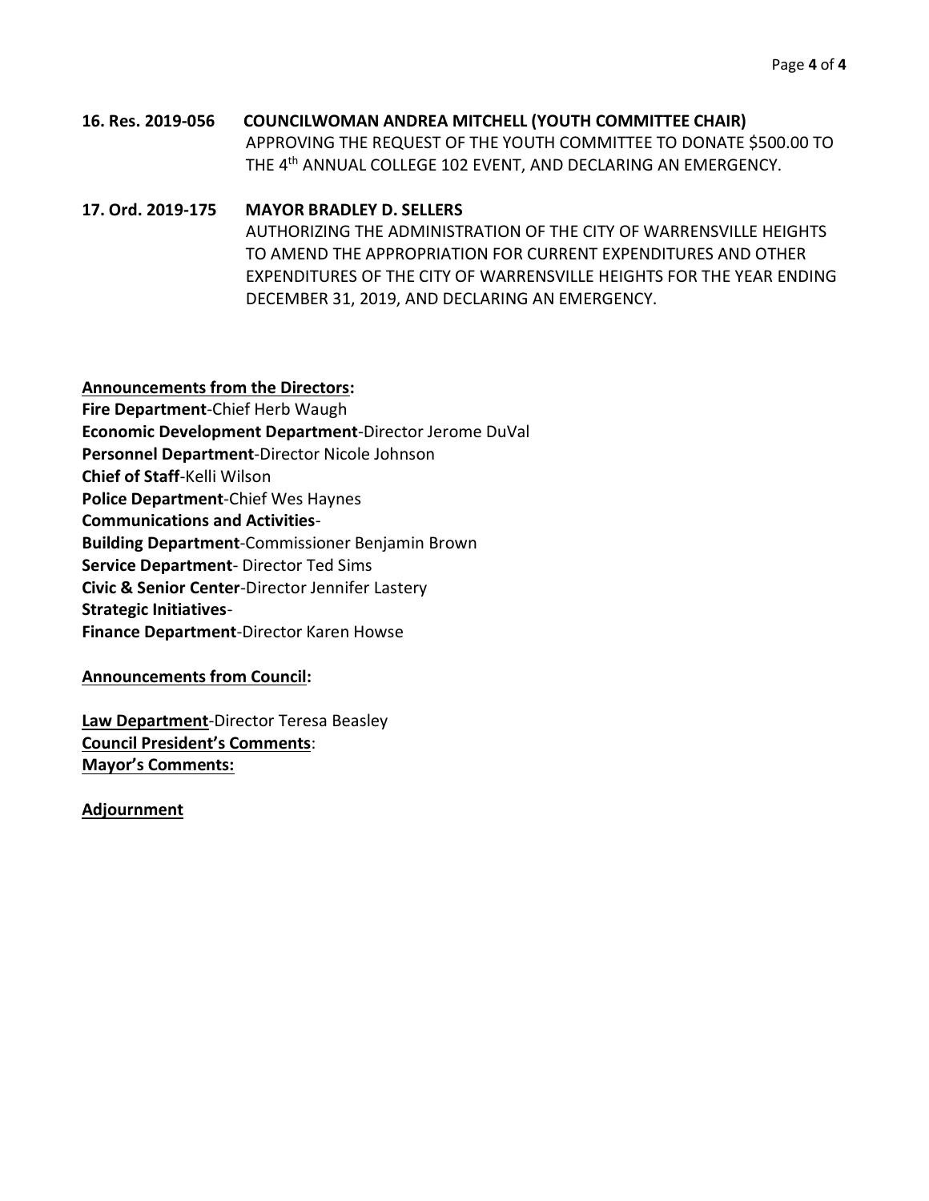**16. Res. 2019-056 COUNCILWOMAN ANDREA MITCHELL (YOUTH COMMITTEE CHAIR)**
APPROVING THE REQUEST OF THE YOUTH COMMITTEE TO DONATE $500.00 TO THE 4th ANNUAL COLLEGE 102 EVENT, AND DECLARING AN EMERGENCY.

**17. Ord. 2019-175 MAYOR BRADLEY D. SELLERS**
AUTHORIZING THE ADMINISTRATION OF THE CITY OF WARRENSVILLE HEIGHTS TO AMEND THE APPROPRIATION FOR CURRENT EXPENDITURES AND OTHER EXPENDITURES OF THE CITY OF WARRENSVILLE HEIGHTS FOR THE YEAR ENDING DECEMBER 31, 2019, AND DECLARING AN EMERGENCY.

**Announcements from the Directors:**

**Fire Department**-Chief Herb Waugh
**Economic Development Department**-Director Jerome DuVal
**Personnel Department**-Director Nicole Johnson
**Chief of Staff**-Kelli Wilson
**Police Department**-Chief Wes Haynes
**Communications and Activities**-
**Building Department**-Commissioner Benjamin Brown
**Service Department**- Director Ted Sims
**Civic & Senior Center**-Director Jennifer Lastery
**Strategic Initiatives**-
**Finance Department**-Director Karen Howse

**Announcements from Council:**

**Law Department**-Director Teresa Beasley
**Council President's Comments**:
**Mayor's Comments:**

**Adjournment**